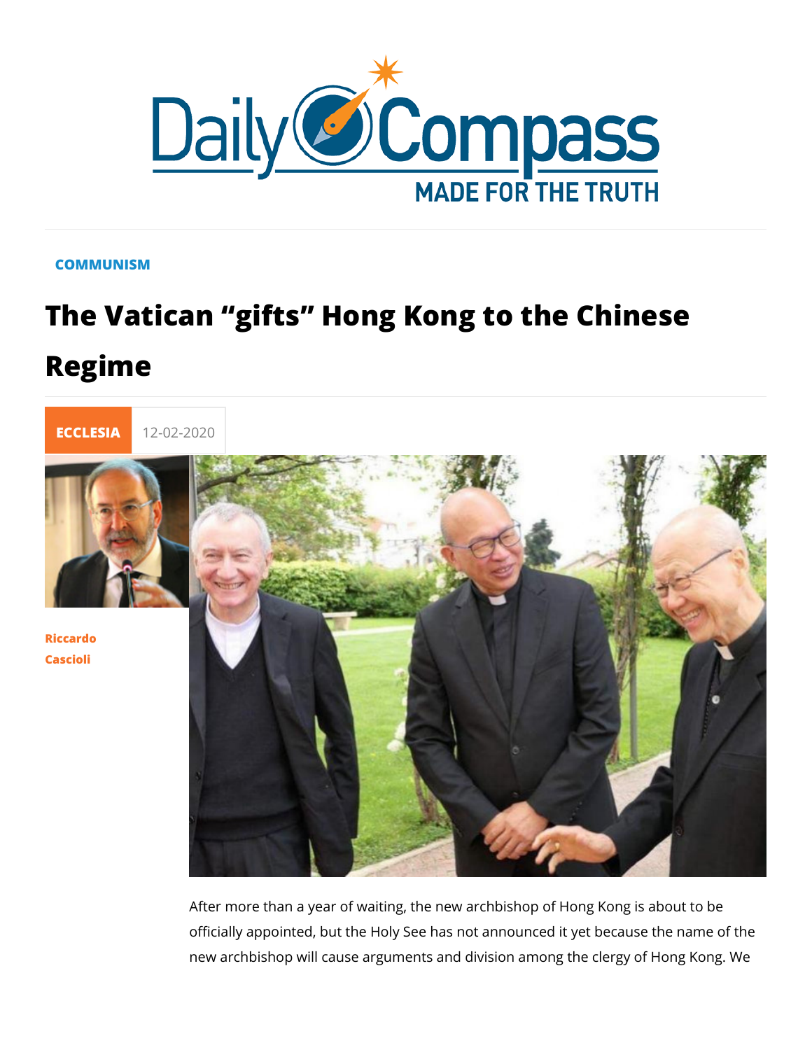COMMUNISM

# The Vatican “gifts” Hong Kong to the Chinese Regime

ECCLESIA 12-02-2020

Riccardo Cascioli

After more than a year of waiting, the new archbishop of Hong Kong is about to be officially appointed, but the Holy See has not announced it yet because the name of the new archbishop will cause arguments and division among the clergy of Hong Kong. We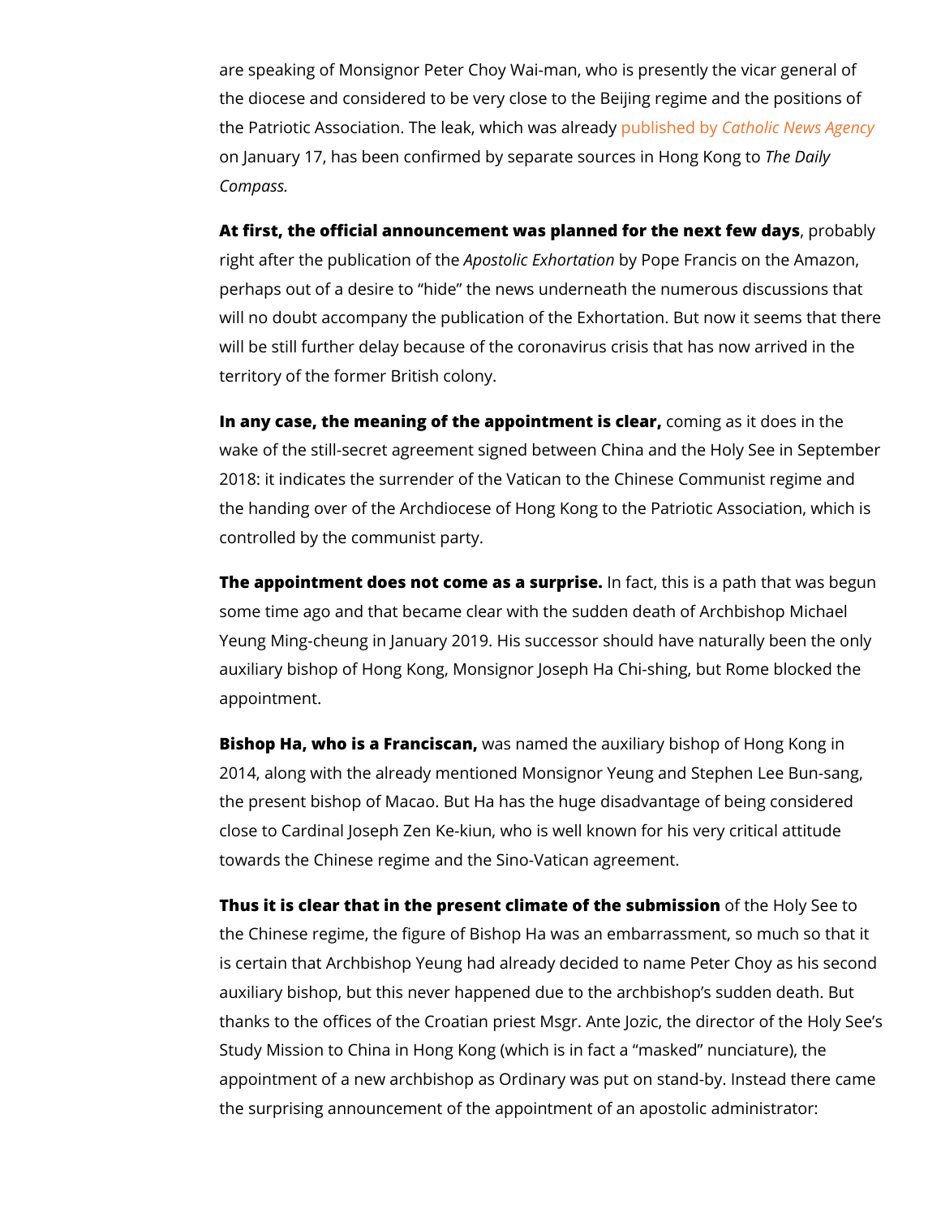are speaking of Monsignor Peter Choy Wai-man, who is presently the vicar general of the diocese and considered to be very close to the Beijing regime and the positions of the Patriotic Association. The leak, which was already published by *Catholic News Agency* on January 17, has been confirmed by separate sources in Hong Kong to *The Daily Compass.*

**At first, the official announcement was planned for the next few days**, probably right after the publication of the *Apostolic Exhortation* by Pope Francis on the Amazon, perhaps out of a desire to "hide" the news underneath the numerous discussions that will no doubt accompany the publication of the Exhortation. But now it seems that there will be still further delay because of the coronavirus crisis that has now arrived in the territory of the former British colony.

**In any case, the meaning of the appointment is clear,** coming as it does in the wake of the still-secret agreement signed between China and the Holy See in September 2018: it indicates the surrender of the Vatican to the Chinese Communist regime and the handing over of the Archdiocese of Hong Kong to the Patriotic Association, which is controlled by the communist party.

**The appointment does not come as a surprise.** In fact, this is a path that was begun some time ago and that became clear with the sudden death of Archbishop Michael Yeung Ming-cheung in January 2019. His successor should have naturally been the only auxiliary bishop of Hong Kong, Monsignor Joseph Ha Chi-shing, but Rome blocked the appointment.

**Bishop Ha, who is a Franciscan,** was named the auxiliary bishop of Hong Kong in 2014, along with the already mentioned Monsignor Yeung and Stephen Lee Bun-sang, the present bishop of Macao. But Ha has the huge disadvantage of being considered close to Cardinal Joseph Zen Ke-kiun, who is well known for his very critical attitude towards the Chinese regime and the Sino-Vatican agreement.

**Thus it is clear that in the present climate of the submission** of the Holy See to the Chinese regime, the figure of Bishop Ha was an embarrassment, so much so that it is certain that Archbishop Yeung had already decided to name Peter Choy as his second auxiliary bishop, but this never happened due to the archbishop's sudden death. But thanks to the offices of the Croatian priest Msgr. Ante Jozic, the director of the Holy See's Study Mission to China in Hong Kong (which is in fact a "masked" nunciature), the appointment of a new archbishop as Ordinary was put on stand-by. Instead there came the surprising announcement of the appointment of an apostolic administrator: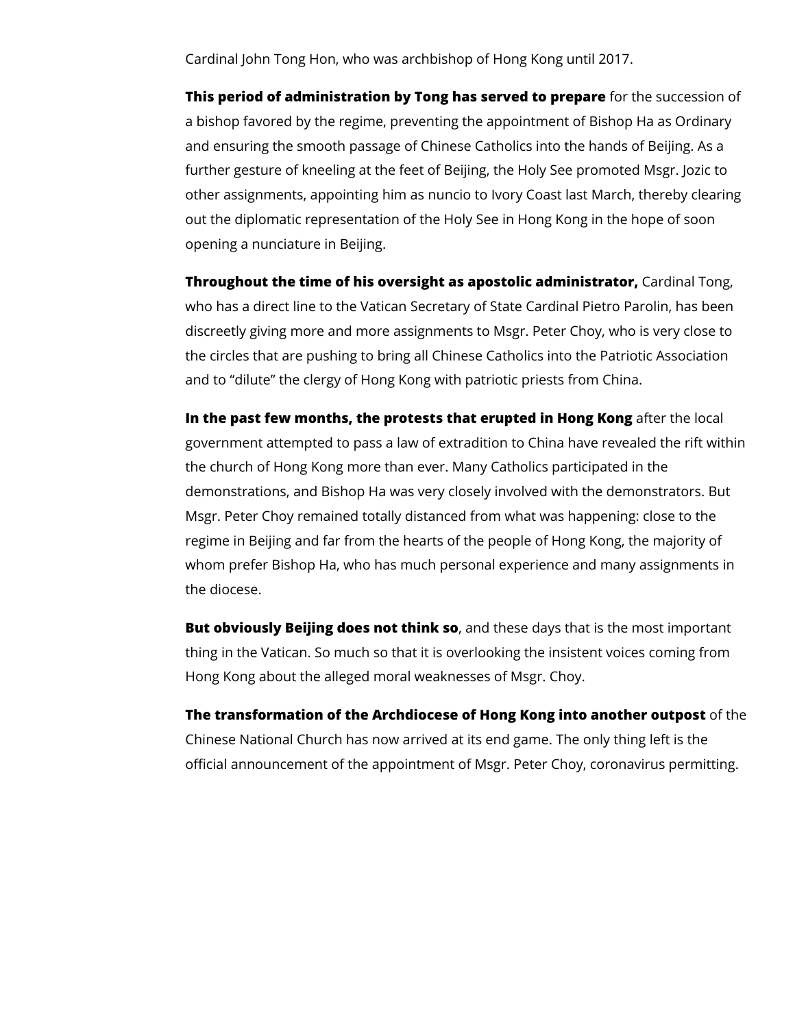Cardinal John Tong Hon, who was archbishop of Hong Kong until 2017.

**This period of administration by Tong has served to prepare** for the succession of a bishop favored by the regime, preventing the appointment of Bishop Ha as Ordinary and ensuring the smooth passage of Chinese Catholics into the hands of Beijing. As a further gesture of kneeling at the feet of Beijing, the Holy See promoted Msgr. Jozic to other assignments, appointing him as nuncio to Ivory Coast last March, thereby clearing out the diplomatic representation of the Holy See in Hong Kong in the hope of soon opening a nunciature in Beijing.

**Throughout the time of his oversight as apostolic administrator,** Cardinal Tong, who has a direct line to the Vatican Secretary of State Cardinal Pietro Parolin, has been discreetly giving more and more assignments to Msgr. Peter Choy, who is very close to the circles that are pushing to bring all Chinese Catholics into the Patriotic Association and to "dilute" the clergy of Hong Kong with patriotic priests from China.

**In the past few months, the protests that erupted in Hong Kong** after the local government attempted to pass a law of extradition to China have revealed the rift within the church of Hong Kong more than ever. Many Catholics participated in the demonstrations, and Bishop Ha was very closely involved with the demonstrators. But Msgr. Peter Choy remained totally distanced from what was happening: close to the regime in Beijing and far from the hearts of the people of Hong Kong, the majority of whom prefer Bishop Ha, who has much personal experience and many assignments in the diocese.

**But obviously Beijing does not think so**, and these days that is the most important thing in the Vatican. So much so that it is overlooking the insistent voices coming from Hong Kong about the alleged moral weaknesses of Msgr. Choy.

**The transformation of the Archdiocese of Hong Kong into another outpost** of the Chinese National Church has now arrived at its end game. The only thing left is the official announcement of the appointment of Msgr. Peter Choy, coronavirus permitting.